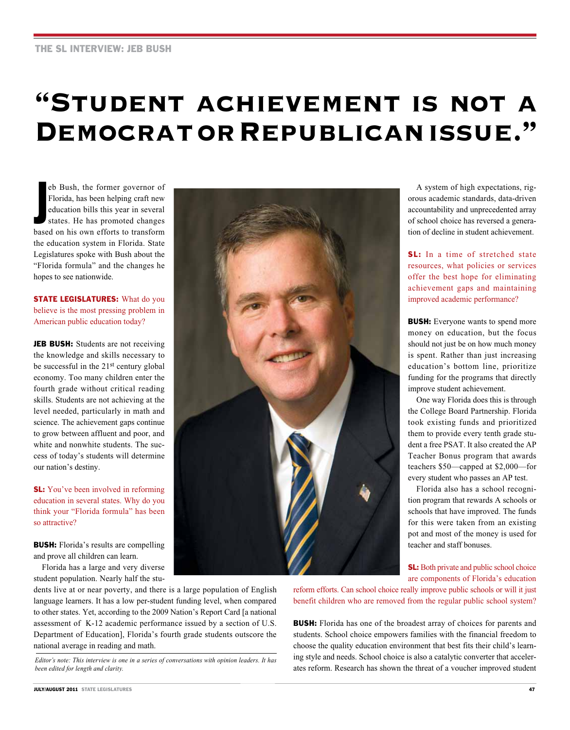# "Student achievement is not a Democrat or Republican issue."

Jeb Bush, the former governor of Florida, has been helping craft new education bills this year in several states. He has promoted changes based on his own efforts to transform the education system in Florida. State Legislatures spoke with Bush about the "Florida formula" and the changes he hopes to see nationwide.

**STATE LEGISLATURES:** What do you believe is the most pressing problem in American public education today?

**JEB BUSH:** Students are not receiving the knowledge and skills necessary to be successful in the 21st century global economy. Too many children enter the fourth grade without critical reading skills. Students are not achieving at the level needed, particularly in math and science. The achievement gaps continue to grow between affluent and poor, and white and nonwhite students. The success of today's students will determine our nation's destiny.

**SL:** You've been involved in reforming education in several states. Why do you think your "Florida formula" has been so attractive?

**BUSH:** Florida's results are compelling and prove all children can learn.

Florida has a large and very diverse student population. Nearly half the students live at or near poverty, and there is a large population of English language learners. It has a low per-student funding level, when compared to other states. Yet, according to the 2009 Nation's Report Card [a national assessment of K-12 academic performance issued by a section of U.S. Department of Education], Florida's fourth grade students outscore the national average in reading and math.

*Editor's note: This interview is one in a series of conversations with opinion leaders. It has been edited for length and clarity.*

A system of high expectations, rigorous academic standards, data-driven accountability and unprecedented array of school choice has reversed a generation of decline in student achievement.

**SL:** In a time of stretched state resources, what policies or services offer the best hope for eliminating achievement gaps and maintaining improved academic performance?

**BUSH:** Everyone wants to spend more money on education, but the focus should not just be on how much money is spent. Rather than just increasing education's bottom line, prioritize funding for the programs that directly improve student achievement.

One way Florida does this is through the College Board Partnership. Florida took existing funds and prioritized them to provide every tenth grade student a free PSAT. It also created the AP Teacher Bonus program that awards teachers $50—capped at $2,000—for every student who passes an AP test.

Florida also has a school recognition program that rewards A schools or schools that have improved. The funds for this were taken from an existing pot and most of the money is used for teacher and staff bonuses.

**SL:** Both private and public school choice are components of Florida's education reform efforts. Can school choice really improve public schools or will it just benefit children who are removed from the regular public school system?

**BUSH:** Florida has one of the broadest array of choices for parents and students. School choice empowers families with the financial freedom to choose the quality education environment that best fits their child's learning style and needs. School choice is also a catalytic converter that accelerates reform. Research has shown the threat of a voucher improved student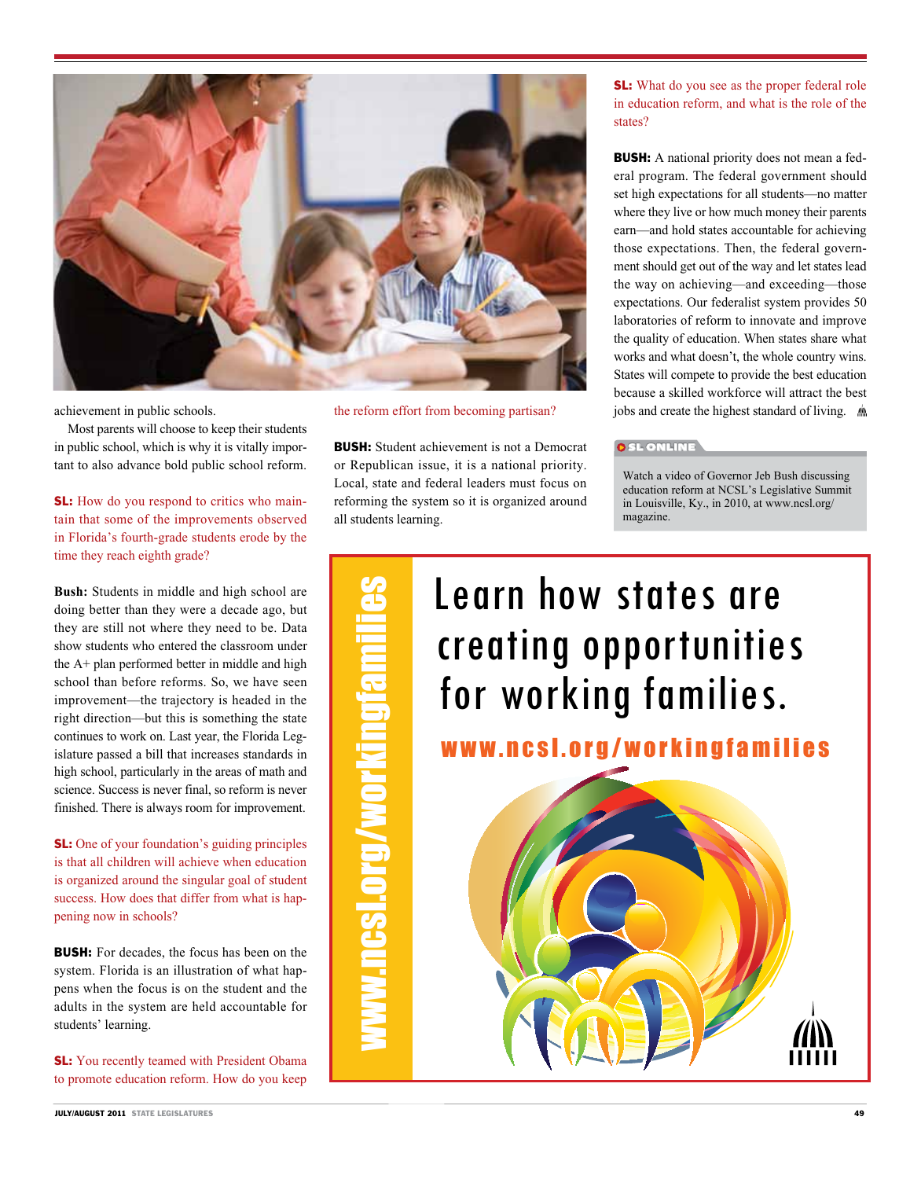achievement in public schools.

Most parents will choose to keep their students in public school, which is why it is vitally important to also advance bold public school reform.

**SL:** How do you respond to critics who maintain that some of the improvements observed in Florida's fourth-grade students erode by the time they reach eighth grade?

**Bush:** Students in middle and high school are doing better than they were a decade ago, but they are still not where they need to be. Data show students who entered the classroom under the A+ plan performed better in middle and high school than before reforms. So, we have seen improvement—the trajectory is headed in the right direction—but this is something the state continues to work on. Last year, the Florida Legislature passed a bill that increases standards in high school, particularly in the areas of math and science. Success is never final, so reform is never finished. There is always room for improvement.

**SL:** One of your foundation's guiding principles is that all children will achieve when education is organized around the singular goal of student success. How does that differ from what is happening now in schools?

**BUSH:** For decades, the focus has been on the system. Florida is an illustration of what happens when the focus is on the student and the adults in the system are held accountable for students' learning.

**SL:** You recently teamed with President Obama to promote education reform. How do you keep the reform effort from becoming partisan?

**BUSH:** Student achievement is not a Democrat or Republican issue, it is a national priority. Local, state and federal leaders must focus on reforming the system so it is organized around all students learning.

**SL:** What do you see as the proper federal role in education reform, and what is the role of the states?

**BUSH:** A national priority does not mean a federal program. The federal government should set high expectations for all students—no matter where they live or how much money their parents earn—and hold states accountable for achieving those expectations. Then, the federal government should get out of the way and let states lead the way on achieving—and exceeding—those expectations. Our federalist system provides 50 laboratories of reform to innovate and improve the quality of education. When states share what works and what doesn't, the whole country wins. States will compete to provide the best education because a skilled workforce will attract the best jobs and create the highest standard of living.

**SL ONLINE**

Watch a video of Governor Jeb Bush discussing education reform at NCSL's Legislative Summit in Louisville, Ky., in 2010, at www.ncsl.org/magazine.

www.ncsl.org/workingfamilies

Learn how states are creating opportunities for working families.

www.ncsl.org/workingfamilies